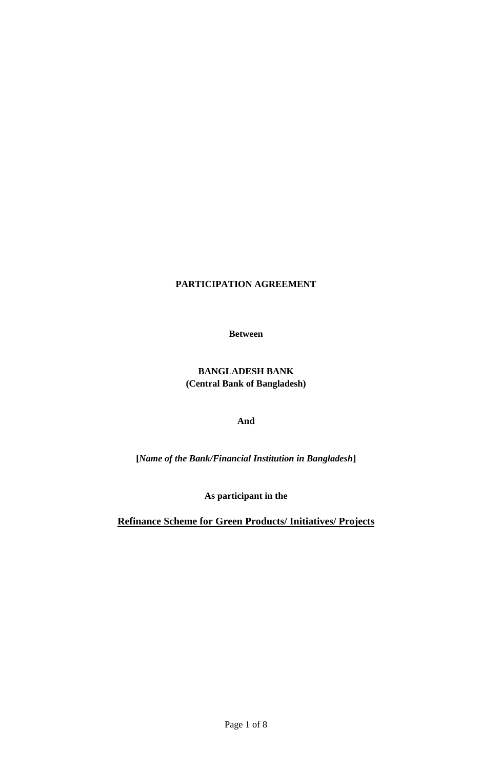**PARTICIPATION AGREEMENT**

**Between**

**BANGLADESH BANK**
**(Central Bank of Bangladesh)**

**And**

**[*Name of the Bank/Financial Institution in Bangladesh*]**

**As participant in the**

**<u>Refinance Scheme for Green Products/ Initiatives/ Projects</u>**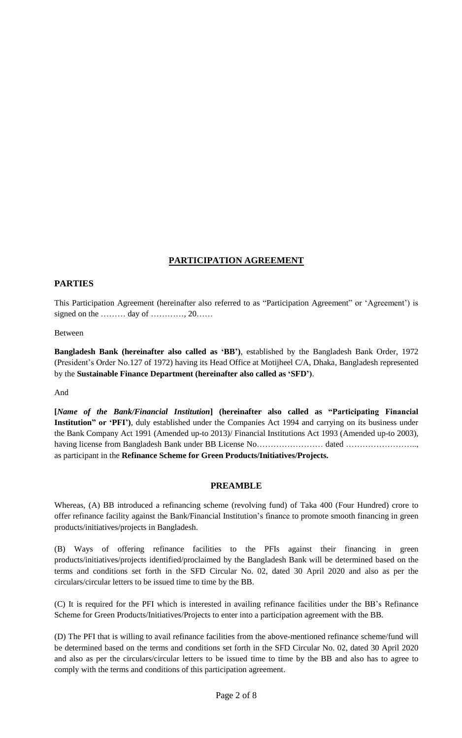# PARTICIPATION AGREEMENT

## PARTIES

This Participation Agreement (hereinafter also referred to as "Participation Agreement" or 'Agreement') is signed on the ……… day of …………, 20……

Between

**Bangladesh Bank (hereinafter also called as 'BB')**, established by the Bangladesh Bank Order, 1972 (President's Order No.127 of 1972) having its Head Office at Motijheel C/A, Dhaka, Bangladesh represented by the **Sustainable Finance Department (hereinafter also called as 'SFD')**.

And

**[*Name of the Bank/Financial Institution*] (hereinafter also called as "Participating Financial Institution" or 'PFI')**, duly established under the Companies Act 1994 and carrying on its business under the Bank Company Act 1991 (Amended up-to 2013)/ Financial Institutions Act 1993 (Amended up-to 2003), having license from Bangladesh Bank under BB License No…………………… dated …………………….., as participant in the **Refinance Scheme for Green Products/Initiatives/Projects.**

## PREAMBLE

Whereas, (A) BB introduced a refinancing scheme (revolving fund) of Taka 400 (Four Hundred) crore to offer refinance facility against the Bank/Financial Institution's finance to promote smooth financing in green products/initiatives/projects in Bangladesh.

(B) Ways of offering refinance facilities to the PFIs against their financing in green products/initiatives/projects identified/proclaimed by the Bangladesh Bank will be determined based on the terms and conditions set forth in the SFD Circular No. 02, dated 30 April 2020 and also as per the circulars/circular letters to be issued time to time by the BB.

(C) It is required for the PFI which is interested in availing refinance facilities under the BB's Refinance Scheme for Green Products/Initiatives/Projects to enter into a participation agreement with the BB.

(D) The PFI that is willing to avail refinance facilities from the above-mentioned refinance scheme/fund will be determined based on the terms and conditions set forth in the SFD Circular No. 02, dated 30 April 2020 and also as per the circulars/circular letters to be issued time to time by the BB and also has to agree to comply with the terms and conditions of this participation agreement.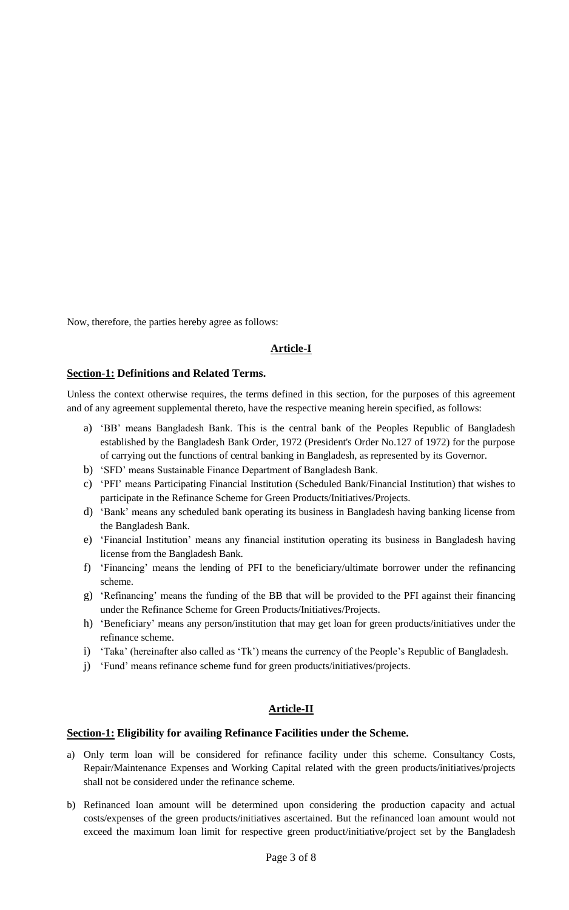Now, therefore, the parties hereby agree as follows:

## Article-I

### **Section-1:** Definitions and Related Terms.

Unless the context otherwise requires, the terms defined in this section, for the purposes of this agreement and of any agreement supplemental thereto, have the respective meaning herein specified, as follows:

a) 'BB' means Bangladesh Bank. This is the central bank of the Peoples Republic of Bangladesh established by the Bangladesh Bank Order, 1972 (President's Order No.127 of 1972) for the purpose of carrying out the functions of central banking in Bangladesh, as represented by its Governor.
b) 'SFD' means Sustainable Finance Department of Bangladesh Bank.
c) 'PFI' means Participating Financial Institution (Scheduled Bank/Financial Institution) that wishes to participate in the Refinance Scheme for Green Products/Initiatives/Projects.
d) 'Bank' means any scheduled bank operating its business in Bangladesh having banking license from the Bangladesh Bank.
e) 'Financial Institution' means any financial institution operating its business in Bangladesh having license from the Bangladesh Bank.
f) 'Financing' means the lending of PFI to the beneficiary/ultimate borrower under the refinancing scheme.
g) 'Refinancing' means the funding of the BB that will be provided to the PFI against their financing under the Refinance Scheme for Green Products/Initiatives/Projects.
h) 'Beneficiary' means any person/institution that may get loan for green products/initiatives under the refinance scheme.
i) 'Taka' (hereinafter also called as 'Tk') means the currency of the People's Republic of Bangladesh.
j) 'Fund' means refinance scheme fund for green products/initiatives/projects.

## Article-II

### **Section-1:** Eligibility for availing Refinance Facilities under the Scheme.

a) Only term loan will be considered for refinance facility under this scheme. Consultancy Costs, Repair/Maintenance Expenses and Working Capital related with the green products/initiatives/projects shall not be considered under the refinance scheme.

b) Refinanced loan amount will be determined upon considering the production capacity and actual costs/expenses of the green products/initiatives ascertained. But the refinanced loan amount would not exceed the maximum loan limit for respective green product/initiative/project set by the Bangladesh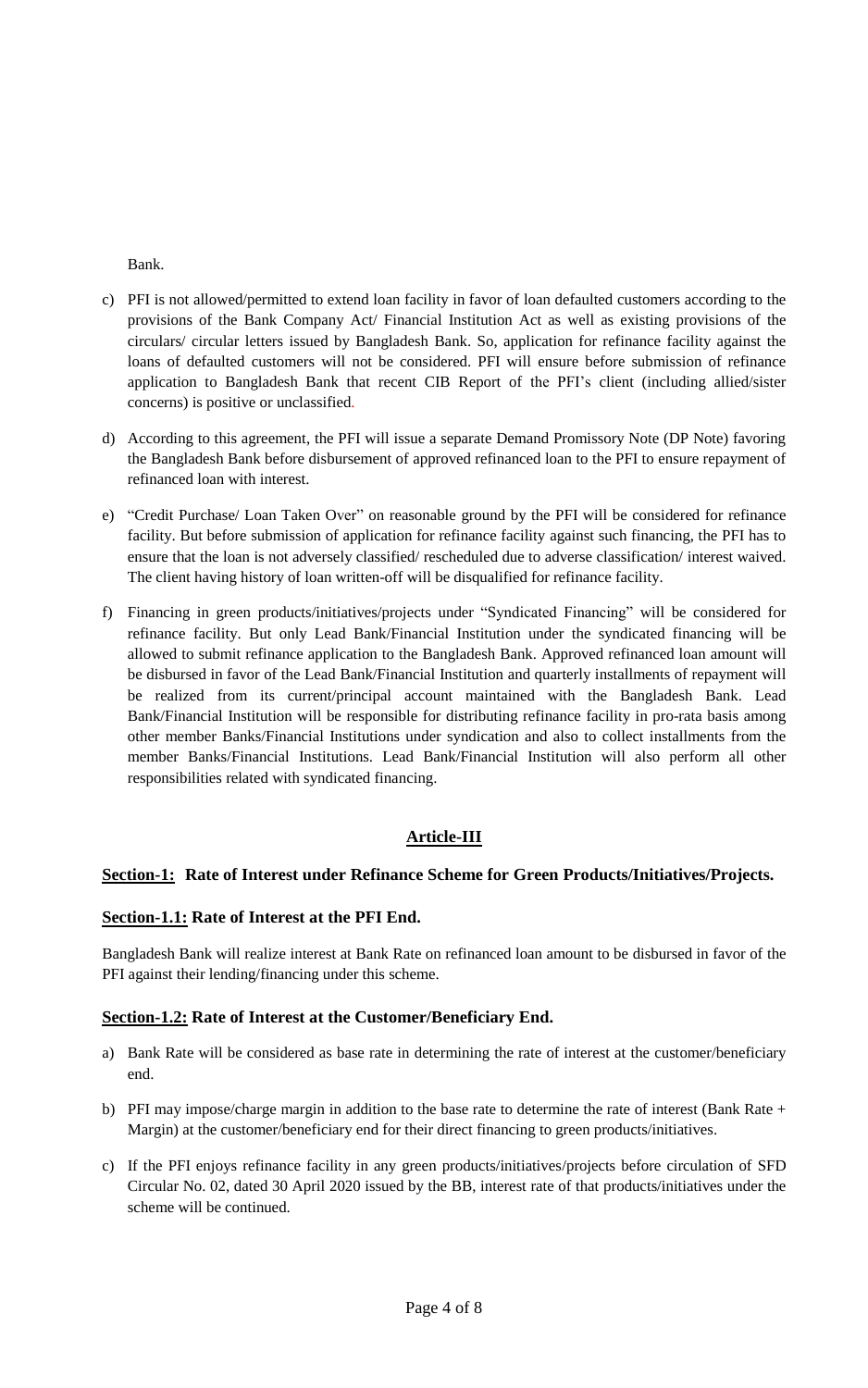Bank.

c) PFI is not allowed/permitted to extend loan facility in favor of loan defaulted customers according to the provisions of the Bank Company Act/ Financial Institution Act as well as existing provisions of the circulars/ circular letters issued by Bangladesh Bank. So, application for refinance facility against the loans of defaulted customers will not be considered. PFI will ensure before submission of refinance application to Bangladesh Bank that recent CIB Report of the PFI's client (including allied/sister concerns) is positive or unclassified.

d) According to this agreement, the PFI will issue a separate Demand Promissory Note (DP Note) favoring the Bangladesh Bank before disbursement of approved refinanced loan to the PFI to ensure repayment of refinanced loan with interest.

e) "Credit Purchase/ Loan Taken Over" on reasonable ground by the PFI will be considered for refinance facility. But before submission of application for refinance facility against such financing, the PFI has to ensure that the loan is not adversely classified/ rescheduled due to adverse classification/ interest waived. The client having history of loan written-off will be disqualified for refinance facility.

f) Financing in green products/initiatives/projects under "Syndicated Financing" will be considered for refinance facility. But only Lead Bank/Financial Institution under the syndicated financing will be allowed to submit refinance application to the Bangladesh Bank. Approved refinanced loan amount will be disbursed in favor of the Lead Bank/Financial Institution and quarterly installments of repayment will be realized from its current/principal account maintained with the Bangladesh Bank. Lead Bank/Financial Institution will be responsible for distributing refinance facility in pro-rata basis among other member Banks/Financial Institutions under syndication and also to collect installments from the member Banks/Financial Institutions. Lead Bank/Financial Institution will also perform all other responsibilities related with syndicated financing.

## Article-III

### Section-1: Rate of Interest under Refinance Scheme for Green Products/Initiatives/Projects.

#### Section-1.1: Rate of Interest at the PFI End.

Bangladesh Bank will realize interest at Bank Rate on refinanced loan amount to be disbursed in favor of the PFI against their lending/financing under this scheme.

#### Section-1.2: Rate of Interest at the Customer/Beneficiary End.

a) Bank Rate will be considered as base rate in determining the rate of interest at the customer/beneficiary end.

b) PFI may impose/charge margin in addition to the base rate to determine the rate of interest (Bank Rate + Margin) at the customer/beneficiary end for their direct financing to green products/initiatives.

c) If the PFI enjoys refinance facility in any green products/initiatives/projects before circulation of SFD Circular No. 02, dated 30 April 2020 issued by the BB, interest rate of that products/initiatives under the scheme will be continued.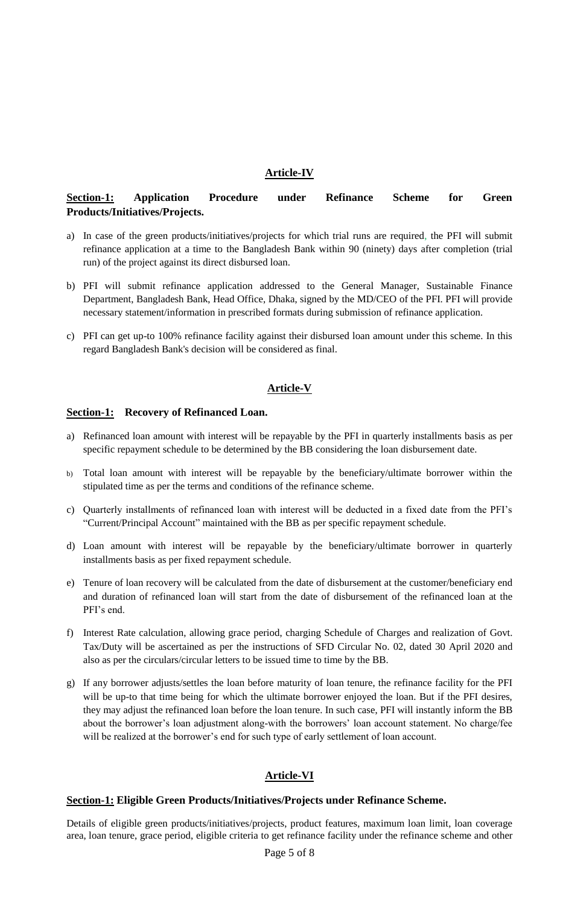## Article-IV

**Section-1: Application Procedure under Refinance Scheme for Green Products/Initiatives/Projects.**

a) In case of the green products/initiatives/projects for which trial runs are required, the PFI will submit refinance application at a time to the Bangladesh Bank within 90 (ninety) days after completion (trial run) of the project against its direct disbursed loan.

b) PFI will submit refinance application addressed to the General Manager, Sustainable Finance Department, Bangladesh Bank, Head Office, Dhaka, signed by the MD/CEO of the PFI. PFI will provide necessary statement/information in prescribed formats during submission of refinance application.

c) PFI can get up-to 100% refinance facility against their disbursed loan amount under this scheme. In this regard Bangladesh Bank's decision will be considered as final.

## Article-V

**Section-1: Recovery of Refinanced Loan.**

a) Refinanced loan amount with interest will be repayable by the PFI in quarterly installments basis as per specific repayment schedule to be determined by the BB considering the loan disbursement date.

b) Total loan amount with interest will be repayable by the beneficiary/ultimate borrower within the stipulated time as per the terms and conditions of the refinance scheme.

c) Quarterly installments of refinanced loan with interest will be deducted in a fixed date from the PFI's "Current/Principal Account" maintained with the BB as per specific repayment schedule.

d) Loan amount with interest will be repayable by the beneficiary/ultimate borrower in quarterly installments basis as per fixed repayment schedule.

e) Tenure of loan recovery will be calculated from the date of disbursement at the customer/beneficiary end and duration of refinanced loan will start from the date of disbursement of the refinanced loan at the PFI's end.

f) Interest Rate calculation, allowing grace period, charging Schedule of Charges and realization of Govt. Tax/Duty will be ascertained as per the instructions of SFD Circular No. 02, dated 30 April 2020 and also as per the circulars/circular letters to be issued time to time by the BB.

g) If any borrower adjusts/settles the loan before maturity of loan tenure, the refinance facility for the PFI will be up-to that time being for which the ultimate borrower enjoyed the loan. But if the PFI desires, they may adjust the refinanced loan before the loan tenure. In such case, PFI will instantly inform the BB about the borrower's loan adjustment along-with the borrowers' loan account statement. No charge/fee will be realized at the borrower's end for such type of early settlement of loan account.

## Article-VI

**Section-1: Eligible Green Products/Initiatives/Projects under Refinance Scheme.**

Details of eligible green products/initiatives/projects, product features, maximum loan limit, loan coverage area, loan tenure, grace period, eligible criteria to get refinance facility under the refinance scheme and other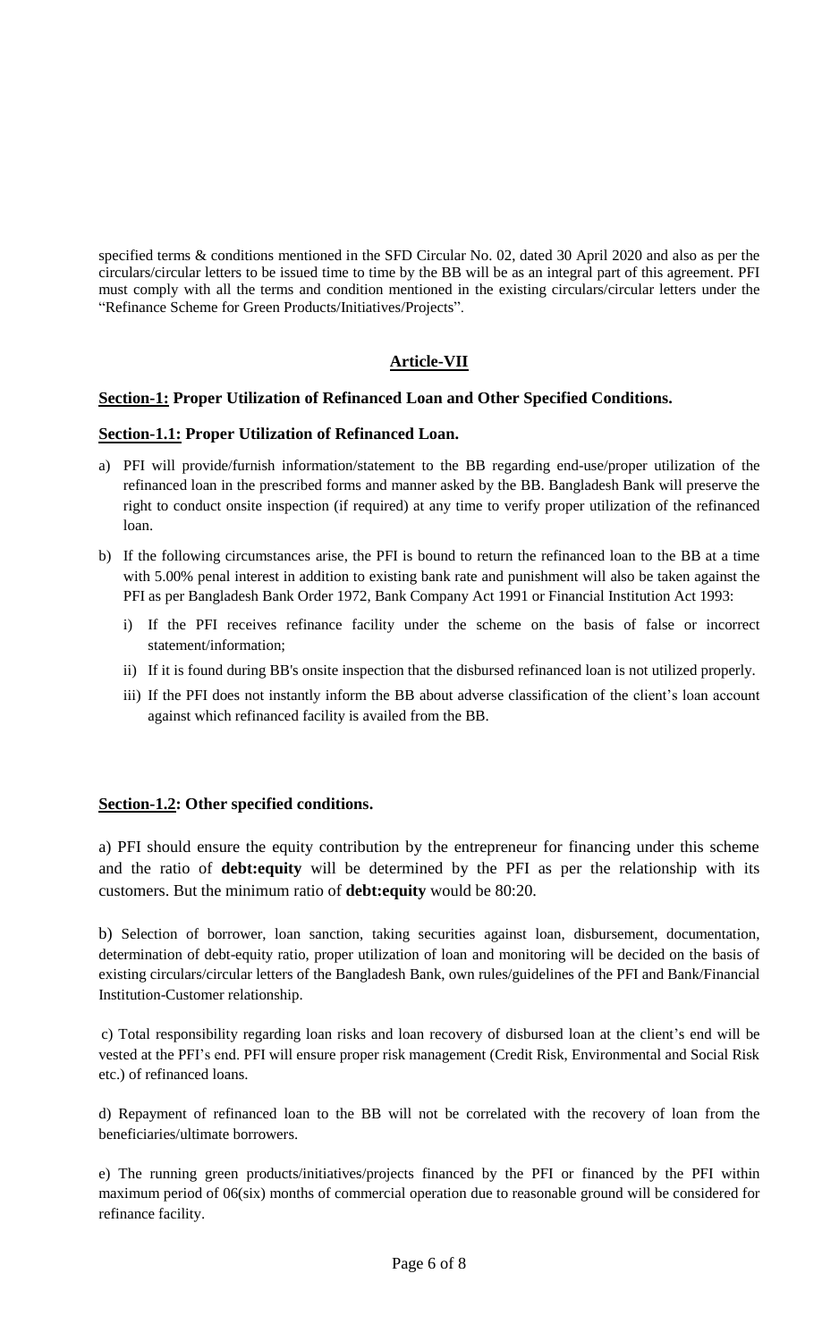specified terms & conditions mentioned in the SFD Circular No. 02, dated 30 April 2020 and also as per the circulars/circular letters to be issued time to time by the BB will be as an integral part of this agreement. PFI must comply with all the terms and condition mentioned in the existing circulars/circular letters under the "Refinance Scheme for Green Products/Initiatives/Projects".

## Article-VII

### Section-1: Proper Utilization of Refinanced Loan and Other Specified Conditions.

### Section-1.1: Proper Utilization of Refinanced Loan.

a) PFI will provide/furnish information/statement to the BB regarding end-use/proper utilization of the refinanced loan in the prescribed forms and manner asked by the BB. Bangladesh Bank will preserve the right to conduct onsite inspection (if required) at any time to verify proper utilization of the refinanced loan.

b) If the following circumstances arise, the PFI is bound to return the refinanced loan to the BB at a time with 5.00% penal interest in addition to existing bank rate and punishment will also be taken against the PFI as per Bangladesh Bank Order 1972, Bank Company Act 1991 or Financial Institution Act 1993:

   i) If the PFI receives refinance facility under the scheme on the basis of false or incorrect statement/information;

   ii) If it is found during BB's onsite inspection that the disbursed refinanced loan is not utilized properly.

   iii) If the PFI does not instantly inform the BB about adverse classification of the client's loan account against which refinanced facility is availed from the BB.

### Section-1.2: Other specified conditions.

a) PFI should ensure the equity contribution by the entrepreneur for financing under this scheme and the ratio of **debt:equity** will be determined by the PFI as per the relationship with its customers. But the minimum ratio of **debt:equity** would be 80:20.

b) Selection of borrower, loan sanction, taking securities against loan, disbursement, documentation, determination of debt-equity ratio, proper utilization of loan and monitoring will be decided on the basis of existing circulars/circular letters of the Bangladesh Bank, own rules/guidelines of the PFI and Bank/Financial Institution-Customer relationship.

c) Total responsibility regarding loan risks and loan recovery of disbursed loan at the client's end will be vested at the PFI's end. PFI will ensure proper risk management (Credit Risk, Environmental and Social Risk etc.) of refinanced loans.

d) Repayment of refinanced loan to the BB will not be correlated with the recovery of loan from the beneficiaries/ultimate borrowers.

e) The running green products/initiatives/projects financed by the PFI or financed by the PFI within maximum period of 06(six) months of commercial operation due to reasonable ground will be considered for refinance facility.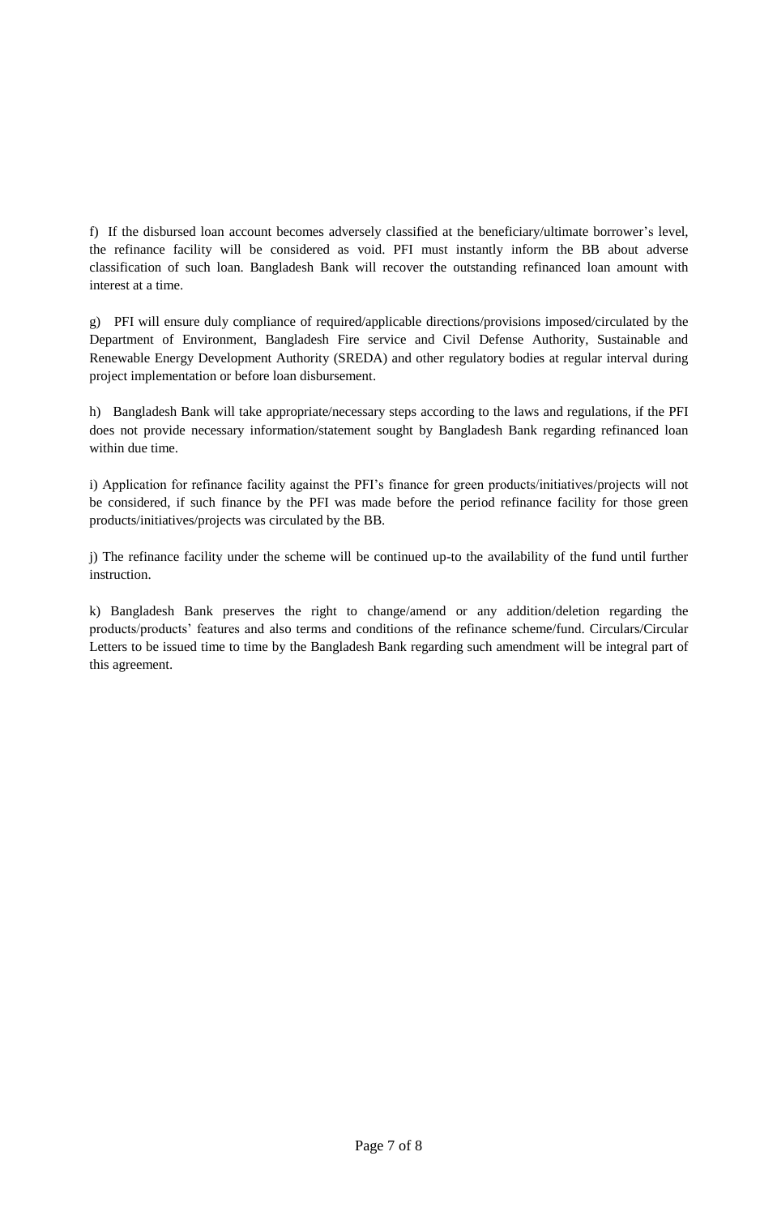f) If the disbursed loan account becomes adversely classified at the beneficiary/ultimate borrower's level, the refinance facility will be considered as void. PFI must instantly inform the BB about adverse classification of such loan. Bangladesh Bank will recover the outstanding refinanced loan amount with interest at a time.

g) PFI will ensure duly compliance of required/applicable directions/provisions imposed/circulated by the Department of Environment, Bangladesh Fire service and Civil Defense Authority, Sustainable and Renewable Energy Development Authority (SREDA) and other regulatory bodies at regular interval during project implementation or before loan disbursement.

h) Bangladesh Bank will take appropriate/necessary steps according to the laws and regulations, if the PFI does not provide necessary information/statement sought by Bangladesh Bank regarding refinanced loan within due time.

i) Application for refinance facility against the PFI's finance for green products/initiatives/projects will not be considered, if such finance by the PFI was made before the period refinance facility for those green products/initiatives/projects was circulated by the BB.

j) The refinance facility under the scheme will be continued up-to the availability of the fund until further instruction.

k) Bangladesh Bank preserves the right to change/amend or any addition/deletion regarding the products/products' features and also terms and conditions of the refinance scheme/fund. Circulars/Circular Letters to be issued time to time by the Bangladesh Bank regarding such amendment will be integral part of this agreement.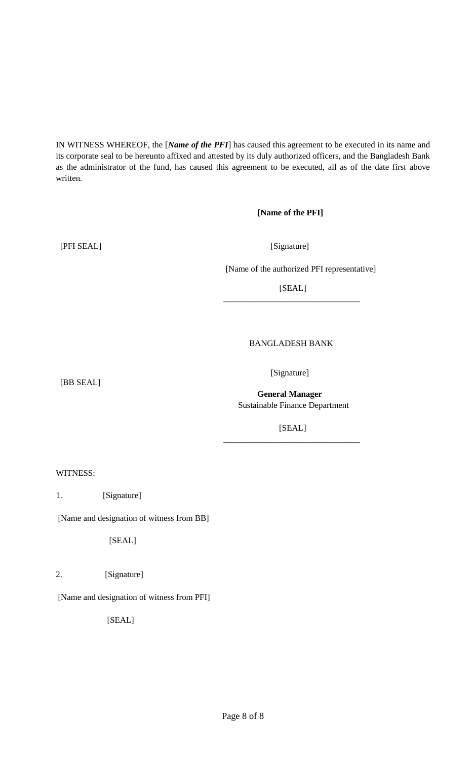IN WITNESS WHEREOF, the [***Name of the PFI***] has caused this agreement to be executed in its name and its corporate seal to be hereunto affixed and attested by its duly authorized officers, and the Bangladesh Bank as the administrator of the fund, has caused this agreement to be executed, all as of the date first above written.

**[Name of the PFI]**

[PFI SEAL]

[Signature]

[Name of the authorized PFI representative]

[SEAL]

\_\_\_\_\_\_\_\_\_\_\_\_\_\_\_\_\_\_\_\_\_\_\_\_\_\_\_\_\_\_\_\_

BANGLADESH BANK

[BB SEAL]

[Signature]

**General Manager**
Sustainable Finance Department

[SEAL]

\_\_\_\_\_\_\_\_\_\_\_\_\_\_\_\_\_\_\_\_\_\_\_\_\_\_\_\_\_\_\_\_

WITNESS:

1. [Signature]

[Name and designation of witness from BB]

[SEAL]

2. [Signature]

[Name and designation of witness from PFI]

[SEAL]